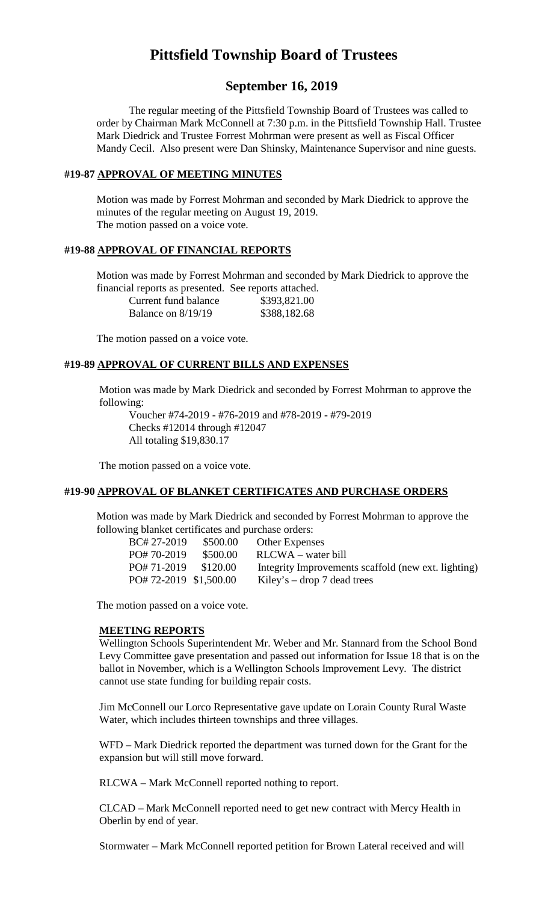# Pittsfield Township Board of Trustees

## September 16, 2019

The regular meeting of the Pittsfield Township Board of Trustees was called to order by Chairman Mark McConnell at 7:30 p.m. in the Pittsfield Township Hall. Trustee Mark Diedrick and Trustee Forrest Mohrman were present as well as Fiscal Officer Mandy Cecil. Also present were Dan Shinsky, Maintenance Supervisor and nine guests.

### #19-87 APPROVAL OF MEETING MINUTES

Motion was made by Forrest Mohrman and seconded by Mark Diedrick to approve the minutes of the regular meeting on August 19, 2019.
The motion passed on a voice vote.

### #19-88 APPROVAL OF FINANCIAL REPORTS

Motion was made by Forrest Mohrman and seconded by Mark Diedrick to approve the financial reports as presented. See reports attached.

| | |
|---|---|
| Current fund balance | \$393,821.00 |
| Balance on 8/19/19 | \$388,182.68 |

The motion passed on a voice vote.

### #19-89 APPROVAL OF CURRENT BILLS AND EXPENSES

Motion was made by Mark Diedrick and seconded by Forrest Mohrman to approve the following:

Voucher #74-2019 - #76-2019 and #78-2019 - #79-2019
Checks #12014 through #12047
All totaling \$19,830.17

The motion passed on a voice vote.

### #19-90 APPROVAL OF BLANKET CERTIFICATES AND PURCHASE ORDERS

Motion was made by Mark Diedrick and seconded by Forrest Mohrman to approve the following blanket certificates and purchase orders:

| | | |
|---|---|---|
| BC# 27-2019 | \$500.00 | Other Expenses |
| PO# 70-2019 | \$500.00 | RLCWA – water bill |
| PO# 71-2019 | \$120.00 | Integrity Improvements scaffold (new ext. lighting) |
| PO# 72-2019 | \$1,500.00 | Kiley's – drop 7 dead trees |

The motion passed on a voice vote.

### MEETING REPORTS

Wellington Schools Superintendent Mr. Weber and Mr. Stannard from the School Bond Levy Committee gave presentation and passed out information for Issue 18 that is on the ballot in November, which is a Wellington Schools Improvement Levy. The district cannot use state funding for building repair costs.

Jim McConnell our Lorco Representative gave update on Lorain County Rural Waste Water, which includes thirteen townships and three villages.

WFD – Mark Diedrick reported the department was turned down for the Grant for the expansion but will still move forward.

RLCWA – Mark McConnell reported nothing to report.

CLCAD – Mark McConnell reported need to get new contract with Mercy Health in Oberlin by end of year.

Stormwater – Mark McConnell reported petition for Brown Lateral received and will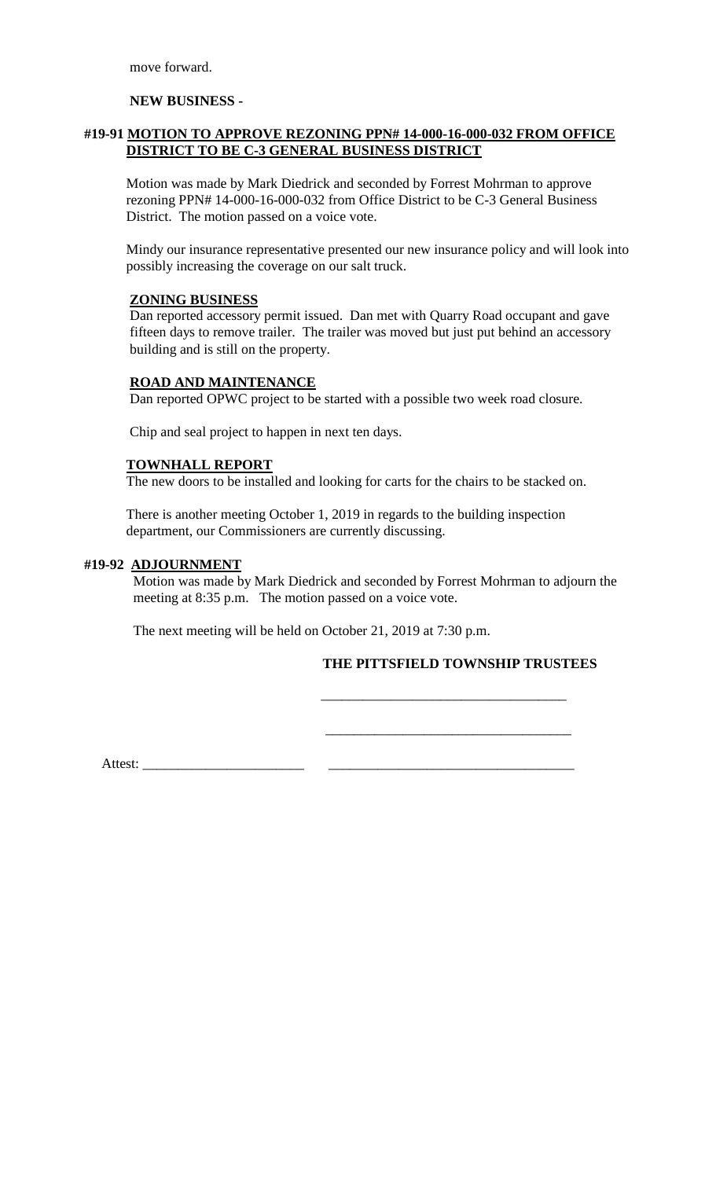move forward.

**NEW BUSINESS -**

**#19-91 MOTION TO APPROVE REZONING PPN# 14-000-16-000-032 FROM OFFICE DISTRICT TO BE C-3 GENERAL BUSINESS DISTRICT**

Motion was made by Mark Diedrick and seconded by Forrest Mohrman to approve rezoning PPN# 14-000-16-000-032 from Office District to be C-3 General Business District. The motion passed on a voice vote.

Mindy our insurance representative presented our new insurance policy and will look into possibly increasing the coverage on our salt truck.

**ZONING BUSINESS**

Dan reported accessory permit issued. Dan met with Quarry Road occupant and gave fifteen days to remove trailer. The trailer was moved but just put behind an accessory building and is still on the property.

**ROAD AND MAINTENANCE**

Dan reported OPWC project to be started with a possible two week road closure.

Chip and seal project to happen in next ten days.

**TOWNHALL REPORT**

The new doors to be installed and looking for carts for the chairs to be stacked on.

There is another meeting October 1, 2019 in regards to the building inspection department, our Commissioners are currently discussing.

**#19-92 ADJOURNMENT**

Motion was made by Mark Diedrick and seconded by Forrest Mohrman to adjourn the meeting at 8:35 p.m. The motion passed on a voice vote.

The next meeting will be held on October 21, 2019 at 7:30 p.m.

**THE PITTSFIELD TOWNSHIP TRUSTEES**

\_\_\_\_\_\_\_\_\_\_\_\_\_\_\_\_\_\_\_\_\_\_\_\_\_\_\_\_\_\_\_\_\_\_\_

\_\_\_\_\_\_\_\_\_\_\_\_\_\_\_\_\_\_\_\_\_\_\_\_\_\_\_\_\_\_\_\_\_\_\_

Attest: \_\_\_\_\_\_\_\_\_\_\_\_\_\_\_\_\_\_\_\_\_\_\_ \_\_\_\_\_\_\_\_\_\_\_\_\_\_\_\_\_\_\_\_\_\_\_\_\_\_\_\_\_\_\_\_\_\_\_